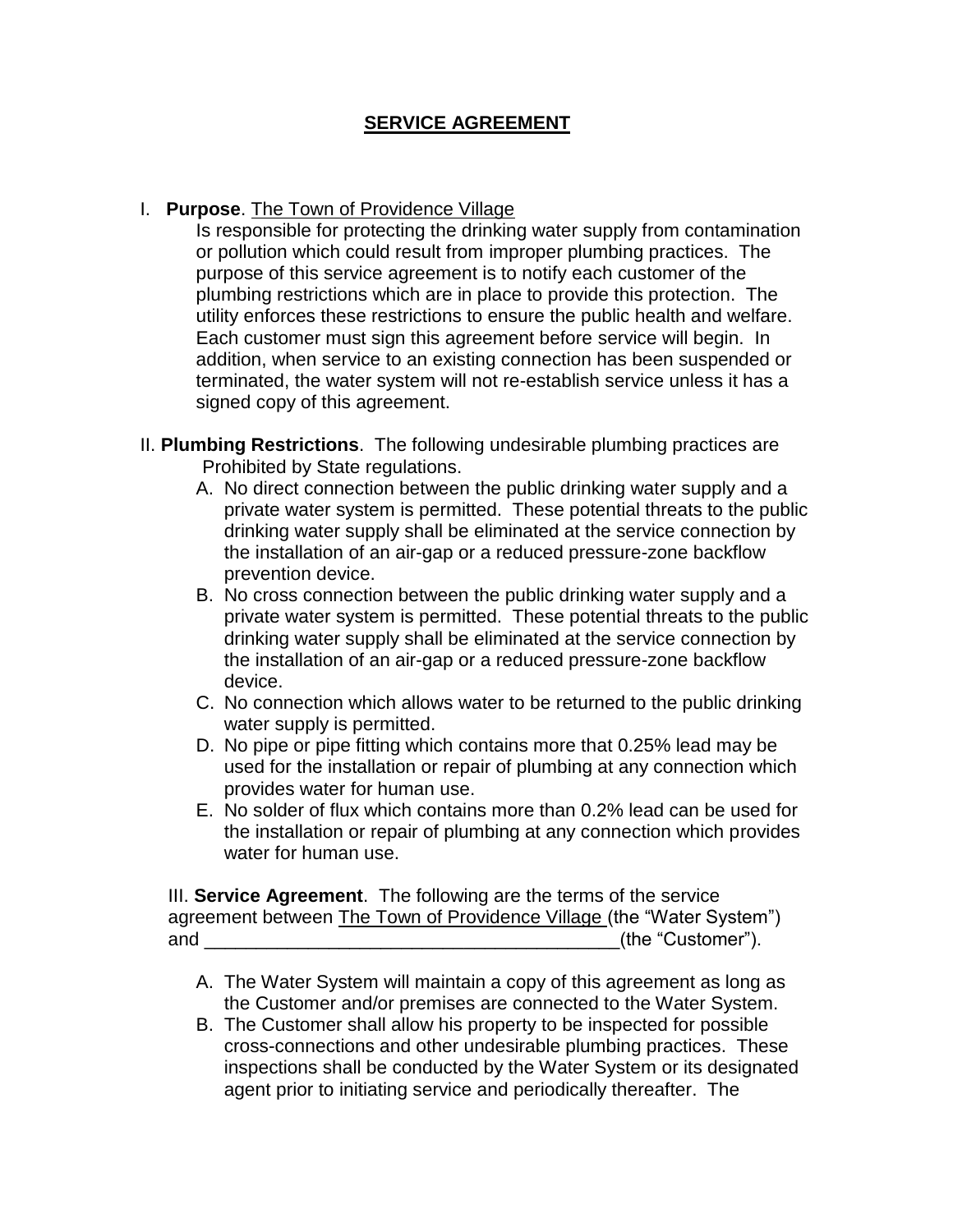# SERVICE AGREEMENT

I. **Purpose**. The Town of Providence Village
Is responsible for protecting the drinking water supply from contamination or pollution which could result from improper plumbing practices. The purpose of this service agreement is to notify each customer of the plumbing restrictions which are in place to provide this protection. The utility enforces these restrictions to ensure the public health and welfare. Each customer must sign this agreement before service will begin. In addition, when service to an existing connection has been suspended or terminated, the water system will not re-establish service unless it has a signed copy of this agreement.

II. **Plumbing Restrictions**. The following undesirable plumbing practices are Prohibited by State regulations.

A. No direct connection between the public drinking water supply and a private water system is permitted. These potential threats to the public drinking water supply shall be eliminated at the service connection by the installation of an air-gap or a reduced pressure-zone backflow prevention device.

B. No cross connection between the public drinking water supply and a private water system is permitted. These potential threats to the public drinking water supply shall be eliminated at the service connection by the installation of an air-gap or a reduced pressure-zone backflow device.

C. No connection which allows water to be returned to the public drinking water supply is permitted.

D. No pipe or pipe fitting which contains more that 0.25% lead may be used for the installation or repair of plumbing at any connection which provides water for human use.

E. No solder of flux which contains more than 0.2% lead can be used for the installation or repair of plumbing at any connection which provides water for human use.

III. **Service Agreement**. The following are the terms of the service agreement between The Town of Providence Village (the "Water System") and ________________________________________(the "Customer").

A. The Water System will maintain a copy of this agreement as long as the Customer and/or premises are connected to the Water System.

B. The Customer shall allow his property to be inspected for possible cross-connections and other undesirable plumbing practices. These inspections shall be conducted by the Water System or its designated agent prior to initiating service and periodically thereafter. The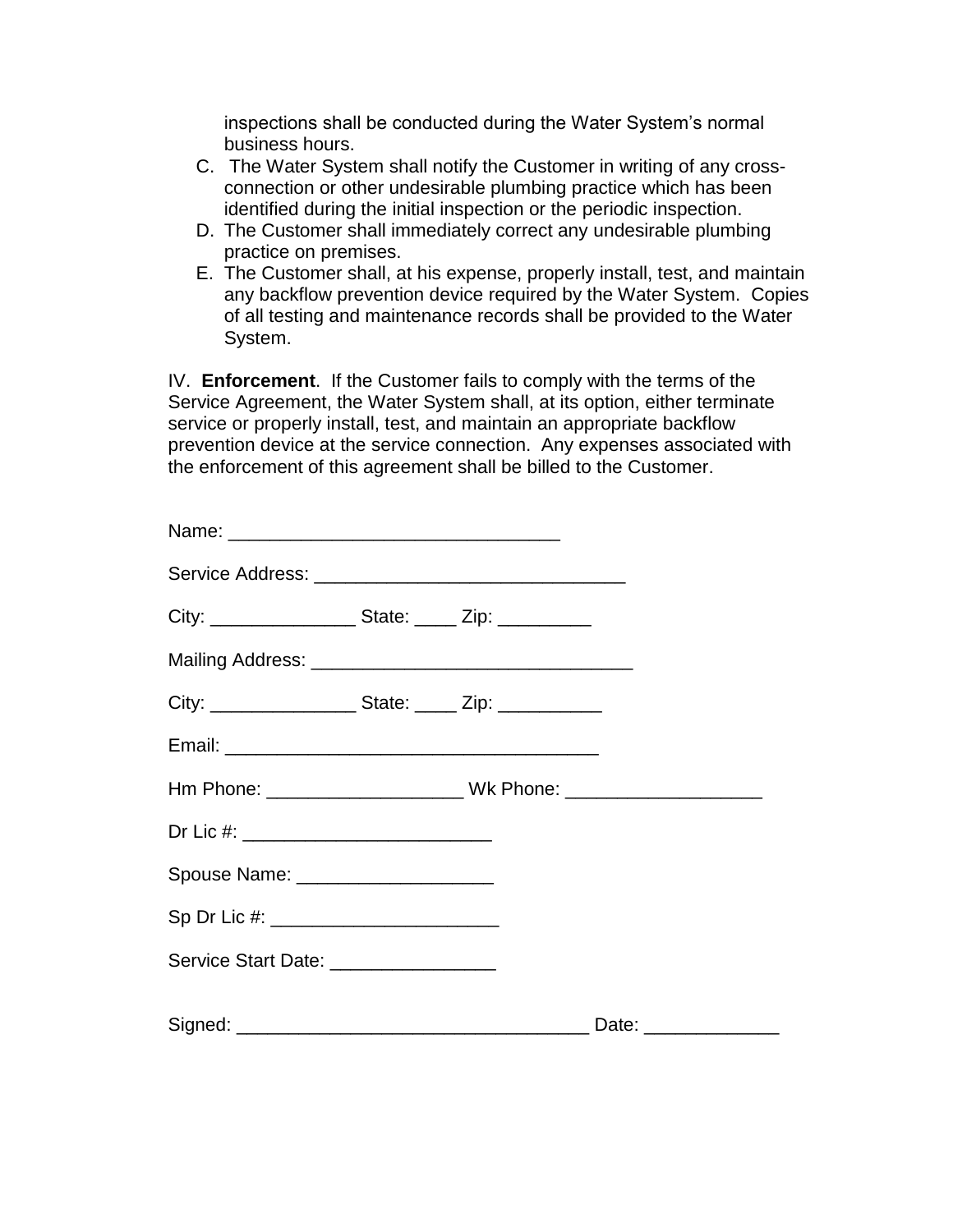inspections shall be conducted during the Water System's normal business hours.

C. The Water System shall notify the Customer in writing of any cross-connection or other undesirable plumbing practice which has been identified during the initial inspection or the periodic inspection.

D. The Customer shall immediately correct any undesirable plumbing practice on premises.

E. The Customer shall, at his expense, properly install, test, and maintain any backflow prevention device required by the Water System. Copies of all testing and maintenance records shall be provided to the Water System.

IV. **Enforcement**. If the Customer fails to comply with the terms of the Service Agreement, the Water System shall, at its option, either terminate service or properly install, test, and maintain an appropriate backflow prevention device at the service connection. Any expenses associated with the enforcement of this agreement shall be billed to the Customer.

Name: ________________________________

Service Address: ______________________________

City: ______________ State: ____ Zip: _________

Mailing Address: _______________________________

City: ______________ State: ____ Zip: __________

Email: ____________________________________

Hm Phone: ___________________ Wk Phone: ___________________

Dr Lic #: ________________________

Spouse Name: ___________________

Sp Dr Lic #: ______________________

Service Start Date: ________________

Signed: _________________________________ Date: _____________